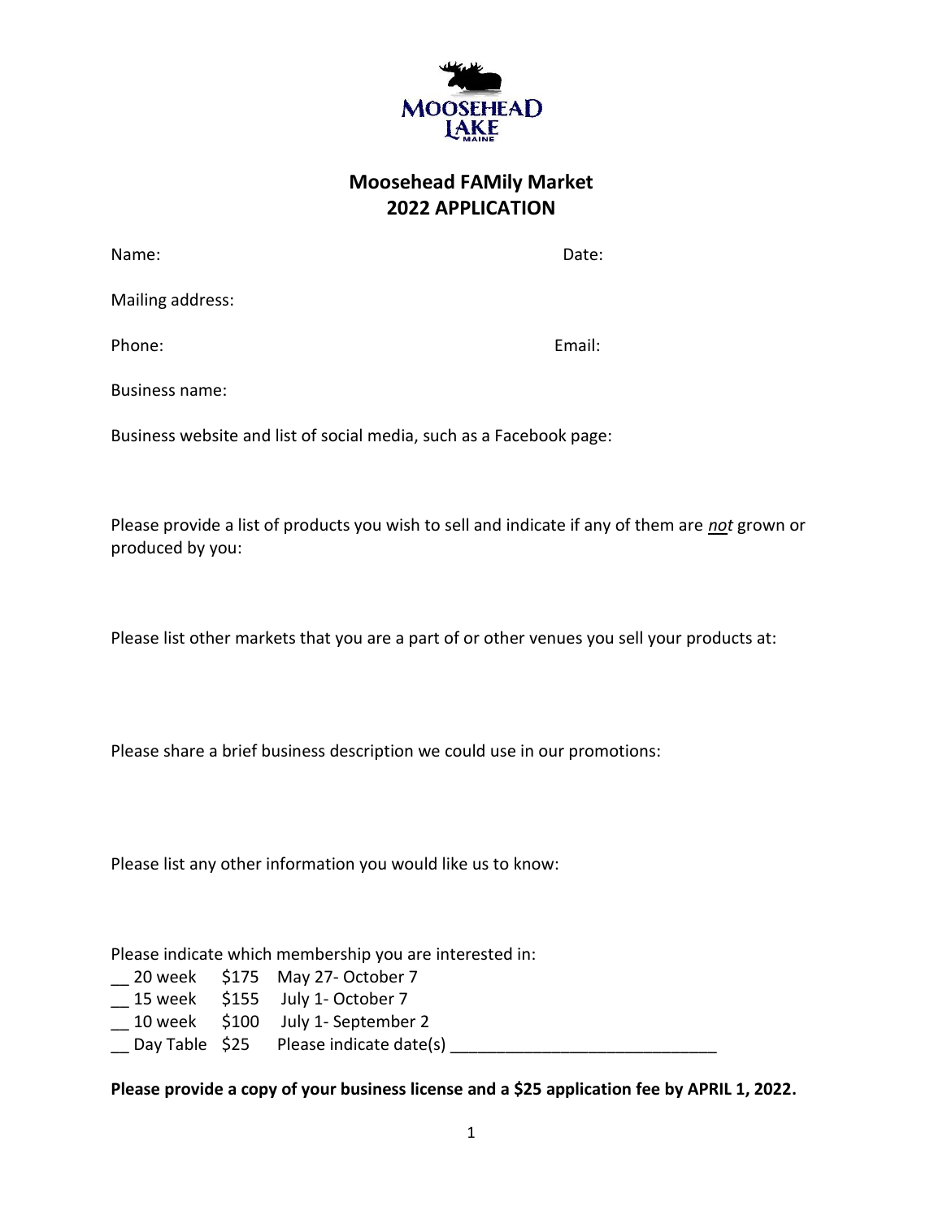# Moosehead FAMily Market
# 2022 APPLICATION

Name: Date:

Mailing address:

Phone: Email:

Business name:

Business website and list of social media, such as a Facebook page:

Please provide a list of products you wish to sell and indicate if any of them are ***not*** grown or produced by you:

Please list other markets that you are a part of or other venues you sell your products at:

Please share a brief business description we could use in our promotions:

Please list any other information you would like us to know:

Please indicate which membership you are interested in:

__ 20 week $175 May 27- October 7
__ 15 week $155 July 1- October 7
__ 10 week $100 July 1- September 2
__ Day Table $25 Please indicate date(s) ____________________________

**Please provide a copy of your business license and a $25 application fee by APRIL 1, 2022.**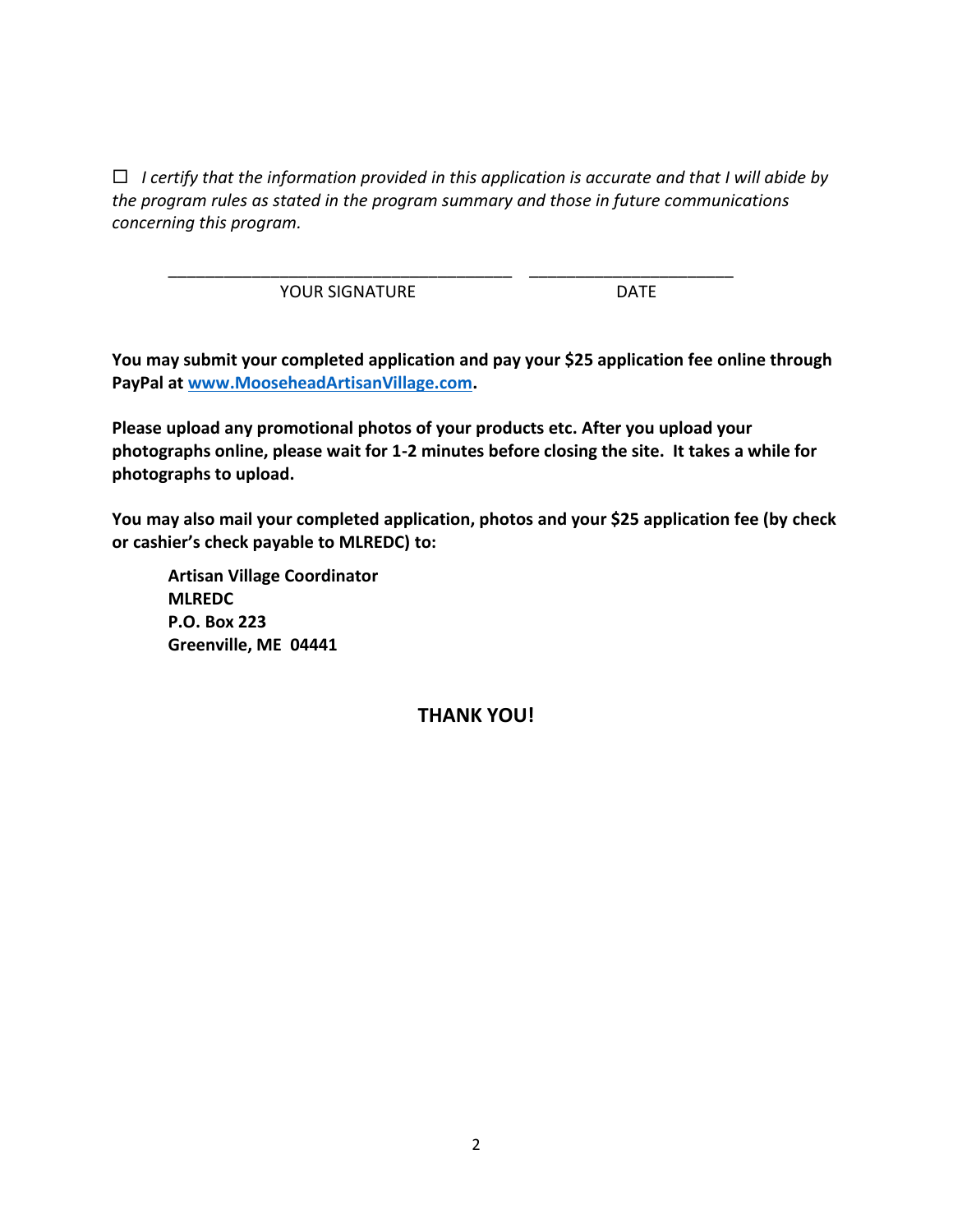☐ *I certify that the information provided in this application is accurate and that I will abide by the program rules as stated in the program summary and those in future communications concerning this program.*

_____________________________________ ______________________

YOUR SIGNATURE DATE

**You may submit your completed application and pay your $25 application fee online through PayPal at [www.MooseheadArtisanVillage.com](http://www.MooseheadArtisanVillage.com).**

**Please upload any promotional photos of your products etc. After you upload your photographs online, please wait for 1-2 minutes before closing the site. It takes a while for photographs to upload.**

**You may also mail your completed application, photos and your $25 application fee (by check or cashier's check payable to MLREDC) to:**

**Artisan Village Coordinator**
**MLREDC**
**P.O. Box 223**
**Greenville, ME 04441**

**THANK YOU!**